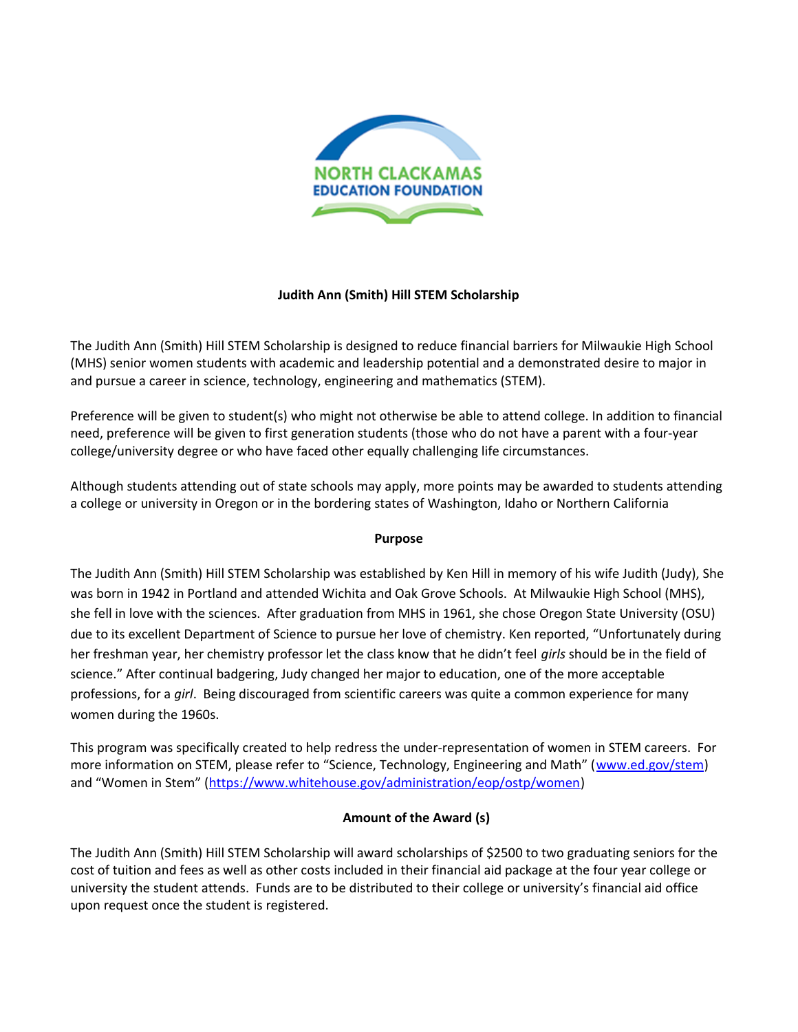NORTH CLACKAMAS EDUCATION FOUNDATION

## Judith Ann (Smith) Hill STEM Scholarship

The Judith Ann (Smith) Hill STEM Scholarship is designed to reduce financial barriers for Milwaukie High School (MHS) senior women students with academic and leadership potential and a demonstrated desire to major in and pursue a career in science, technology, engineering and mathematics (STEM).

Preference will be given to student(s) who might not otherwise be able to attend college. In addition to financial need, preference will be given to first generation students (those who do not have a parent with a four-year college/university degree or who have faced other equally challenging life circumstances.

Although students attending out of state schools may apply, more points may be awarded to students attending a college or university in Oregon or in the bordering states of Washington, Idaho or Northern California

### Purpose

The Judith Ann (Smith) Hill STEM Scholarship was established by Ken Hill in memory of his wife Judith (Judy), She was born in 1942 in Portland and attended Wichita and Oak Grove Schools. At Milwaukie High School (MHS), she fell in love with the sciences. After graduation from MHS in 1961, she chose Oregon State University (OSU) due to its excellent Department of Science to pursue her love of chemistry. Ken reported, "Unfortunately during her freshman year, her chemistry professor let the class know that he didn't feel *girls* should be in the field of science." After continual badgering, Judy changed her major to education, one of the more acceptable professions, for a *girl*. Being discouraged from scientific careers was quite a common experience for many women during the 1960s.

This program was specifically created to help redress the under-representation of women in STEM careers. For more information on STEM, please refer to "Science, Technology, Engineering and Math" (www.ed.gov/stem) and "Women in Stem" (https://www.whitehouse.gov/administration/eop/ostp/women)

### Amount of the Award (s)

The Judith Ann (Smith) Hill STEM Scholarship will award scholarships of $2500 to two graduating seniors for the cost of tuition and fees as well as other costs included in their financial aid package at the four year college or university the student attends. Funds are to be distributed to their college or university's financial aid office upon request once the student is registered.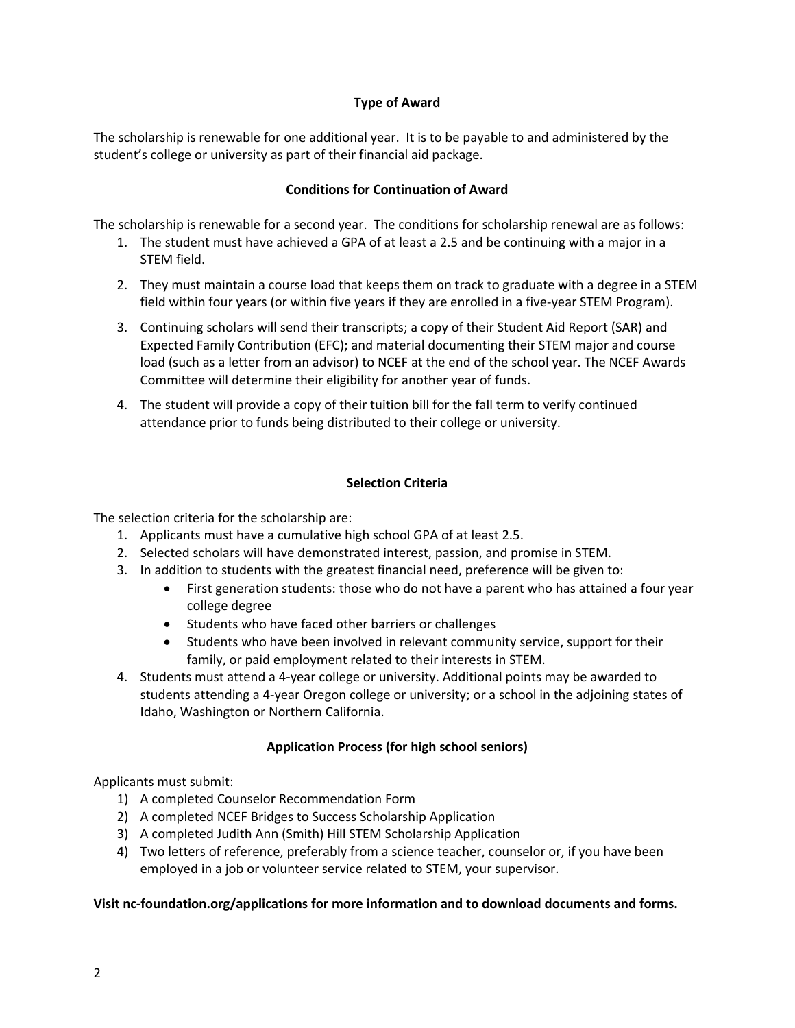## Type of Award

The scholarship is renewable for one additional year. It is to be payable to and administered by the student's college or university as part of their financial aid package.

## Conditions for Continuation of Award

The scholarship is renewable for a second year. The conditions for scholarship renewal are as follows:

1. The student must have achieved a GPA of at least a 2.5 and be continuing with a major in a STEM field.
2. They must maintain a course load that keeps them on track to graduate with a degree in a STEM field within four years (or within five years if they are enrolled in a five-year STEM Program).
3. Continuing scholars will send their transcripts; a copy of their Student Aid Report (SAR) and Expected Family Contribution (EFC); and material documenting their STEM major and course load (such as a letter from an advisor) to NCEF at the end of the school year. The NCEF Awards Committee will determine their eligibility for another year of funds.
4. The student will provide a copy of their tuition bill for the fall term to verify continued attendance prior to funds being distributed to their college or university.

## Selection Criteria

The selection criteria for the scholarship are:

1. Applicants must have a cumulative high school GPA of at least 2.5.
2. Selected scholars will have demonstrated interest, passion, and promise in STEM.
3. In addition to students with the greatest financial need, preference will be given to:
   - First generation students: those who do not have a parent who has attained a four year college degree
   - Students who have faced other barriers or challenges
   - Students who have been involved in relevant community service, support for their family, or paid employment related to their interests in STEM.
4. Students must attend a 4-year college or university. Additional points may be awarded to students attending a 4-year Oregon college or university; or a school in the adjoining states of Idaho, Washington or Northern California.

## Application Process (for high school seniors)

Applicants must submit:

1) A completed Counselor Recommendation Form
2) A completed NCEF Bridges to Success Scholarship Application
3) A completed Judith Ann (Smith) Hill STEM Scholarship Application
4) Two letters of reference, preferably from a science teacher, counselor or, if you have been employed in a job or volunteer service related to STEM, your supervisor.

**Visit nc-foundation.org/applications for more information and to download documents and forms.**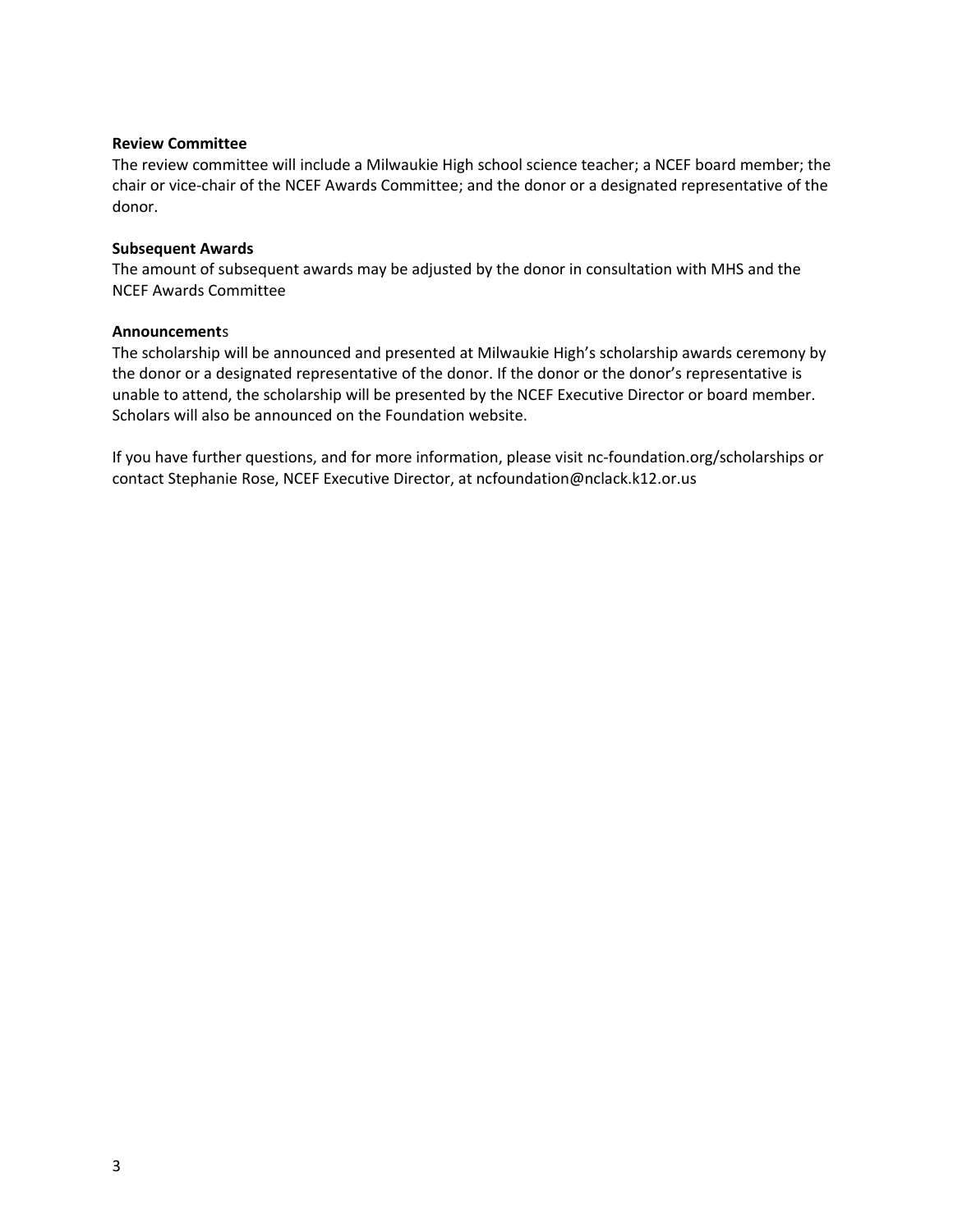**Review Committee**

The review committee will include a Milwaukie High school science teacher; a NCEF board member; the chair or vice-chair of the NCEF Awards Committee; and the donor or a designated representative of the donor.

**Subsequent Awards**

The amount of subsequent awards may be adjusted by the donor in consultation with MHS and the NCEF Awards Committee

**Announcement**s

The scholarship will be announced and presented at Milwaukie High's scholarship awards ceremony by the donor or a designated representative of the donor. If the donor or the donor's representative is unable to attend, the scholarship will be presented by the NCEF Executive Director or board member. Scholars will also be announced on the Foundation website.

If you have further questions, and for more information, please visit nc-foundation.org/scholarships or contact Stephanie Rose, NCEF Executive Director, at ncfoundation@nclack.k12.or.us